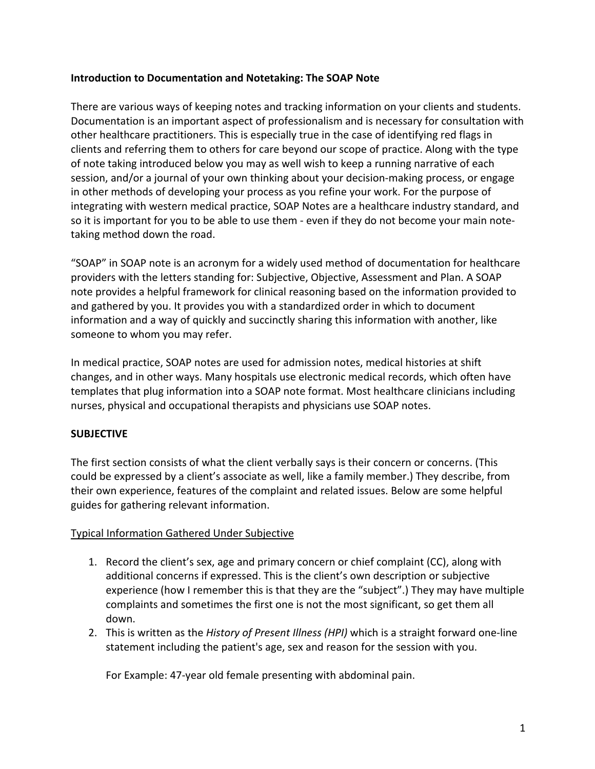**Introduction to Documentation and Notetaking: The SOAP Note**

There are various ways of keeping notes and tracking information on your clients and students. Documentation is an important aspect of professionalism and is necessary for consultation with other healthcare practitioners. This is especially true in the case of identifying red flags in clients and referring them to others for care beyond our scope of practice. Along with the type of note taking introduced below you may as well wish to keep a running narrative of each session, and/or a journal of your own thinking about your decision-making process, or engage in other methods of developing your process as you refine your work. For the purpose of integrating with western medical practice, SOAP Notes are a healthcare industry standard, and so it is important for you to be able to use them - even if they do not become your main note-taking method down the road.

"SOAP" in SOAP note is an acronym for a widely used method of documentation for healthcare providers with the letters standing for: Subjective, Objective, Assessment and Plan. A SOAP note provides a helpful framework for clinical reasoning based on the information provided to and gathered by you. It provides you with a standardized order in which to document information and a way of quickly and succinctly sharing this information with another, like someone to whom you may refer.

In medical practice, SOAP notes are used for admission notes, medical histories at shift changes, and in other ways. Many hospitals use electronic medical records, which often have templates that plug information into a SOAP note format. Most healthcare clinicians including nurses, physical and occupational therapists and physicians use SOAP notes.

**SUBJECTIVE**

The first section consists of what the client verbally says is their concern or concerns. (This could be expressed by a client's associate as well, like a family member.) They describe, from their own experience, features of the complaint and related issues. Below are some helpful guides for gathering relevant information.

<u>Typical Information Gathered Under Subjective</u>

1. Record the client's sex, age and primary concern or chief complaint (CC), along with additional concerns if expressed. This is the client's own description or subjective experience (how I remember this is that they are the "subject".) They may have multiple complaints and sometimes the first one is not the most significant, so get them all down.
2. This is written as the *History of Present Illness (HPI)* which is a straight forward one-line statement including the patient's age, sex and reason for the session with you.

   For Example: 47-year old female presenting with abdominal pain.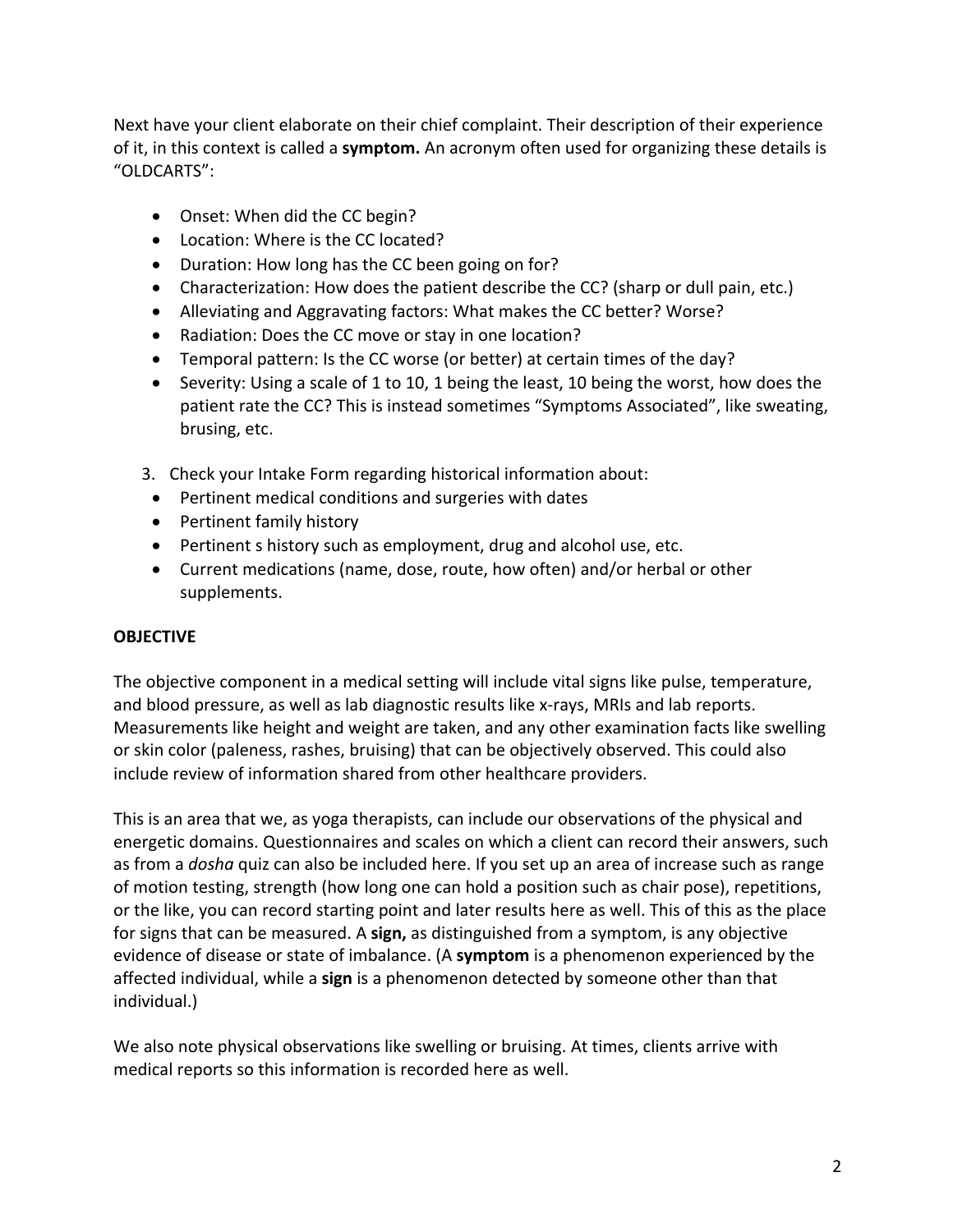Next have your client elaborate on their chief complaint. Their description of their experience of it, in this context is called a **symptom.** An acronym often used for organizing these details is "OLDCARTS":

- Onset: When did the CC begin?
- Location: Where is the CC located?
- Duration: How long has the CC been going on for?
- Characterization: How does the patient describe the CC? (sharp or dull pain, etc.)
- Alleviating and Aggravating factors: What makes the CC better? Worse?
- Radiation: Does the CC move or stay in one location?
- Temporal pattern: Is the CC worse (or better) at certain times of the day?
- Severity: Using a scale of 1 to 10, 1 being the least, 10 being the worst, how does the patient rate the CC? This is instead sometimes "Symptoms Associated", like sweating, brusing, etc.

3. Check your Intake Form regarding historical information about:
   - Pertinent medical conditions and surgeries with dates
   - Pertinent family history
   - Pertinent s history such as employment, drug and alcohol use, etc.
   - Current medications (name, dose, route, how often) and/or herbal or other supplements.

**OBJECTIVE**

The objective component in a medical setting will include vital signs like pulse, temperature, and blood pressure, as well as lab diagnostic results like x-rays, MRIs and lab reports. Measurements like height and weight are taken, and any other examination facts like swelling or skin color (paleness, rashes, bruising) that can be objectively observed. This could also include review of information shared from other healthcare providers.

This is an area that we, as yoga therapists, can include our observations of the physical and energetic domains. Questionnaires and scales on which a client can record their answers, such as from a *dosha* quiz can also be included here. If you set up an area of increase such as range of motion testing, strength (how long one can hold a position such as chair pose), repetitions, or the like, you can record starting point and later results here as well. This of this as the place for signs that can be measured. A **sign,** as distinguished from a symptom, is any objective evidence of disease or state of imbalance. (A **symptom** is a phenomenon experienced by the affected individual, while a **sign** is a phenomenon detected by someone other than that individual.)

We also note physical observations like swelling or bruising. At times, clients arrive with medical reports so this information is recorded here as well.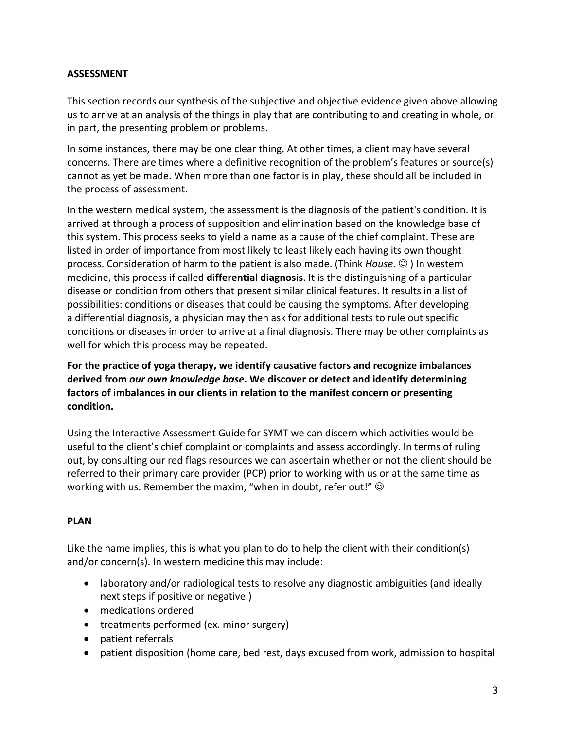**ASSESSMENT**

This section records our synthesis of the subjective and objective evidence given above allowing us to arrive at an analysis of the things in play that are contributing to and creating in whole, or in part, the presenting problem or problems.

In some instances, there may be one clear thing. At other times, a client may have several concerns. There are times where a definitive recognition of the problem's features or source(s) cannot as yet be made. When more than one factor is in play, these should all be included in the process of assessment.

In the western medical system, the assessment is the diagnosis of the patient's condition. It is arrived at through a process of supposition and elimination based on the knowledge base of this system. This process seeks to yield a name as a cause of the chief complaint. These are listed in order of importance from most likely to least likely each having its own thought process. Consideration of harm to the patient is also made. (Think *House*. ☺ ) In western medicine, this process if called **differential diagnosis**. It is the distinguishing of a particular disease or condition from others that present similar clinical features. It results in a list of possibilities: conditions or diseases that could be causing the symptoms. After developing a differential diagnosis, a physician may then ask for additional tests to rule out specific conditions or diseases in order to arrive at a final diagnosis. There may be other complaints as well for which this process may be repeated.

**For the practice of yoga therapy, we identify causative factors and recognize imbalances derived from *our own knowledge base*. We discover or detect and identify determining factors of imbalances in our clients in relation to the manifest concern or presenting condition.**

Using the Interactive Assessment Guide for SYMT we can discern which activities would be useful to the client's chief complaint or complaints and assess accordingly. In terms of ruling out, by consulting our red flags resources we can ascertain whether or not the client should be referred to their primary care provider (PCP) prior to working with us or at the same time as working with us. Remember the maxim, "when in doubt, refer out!" ☺

**PLAN**

Like the name implies, this is what you plan to do to help the client with their condition(s) and/or concern(s). In western medicine this may include:

- laboratory and/or radiological tests to resolve any diagnostic ambiguities (and ideally next steps if positive or negative.)
- medications ordered
- treatments performed (ex. minor surgery)
- patient referrals
- patient disposition (home care, bed rest, days excused from work, admission to hospital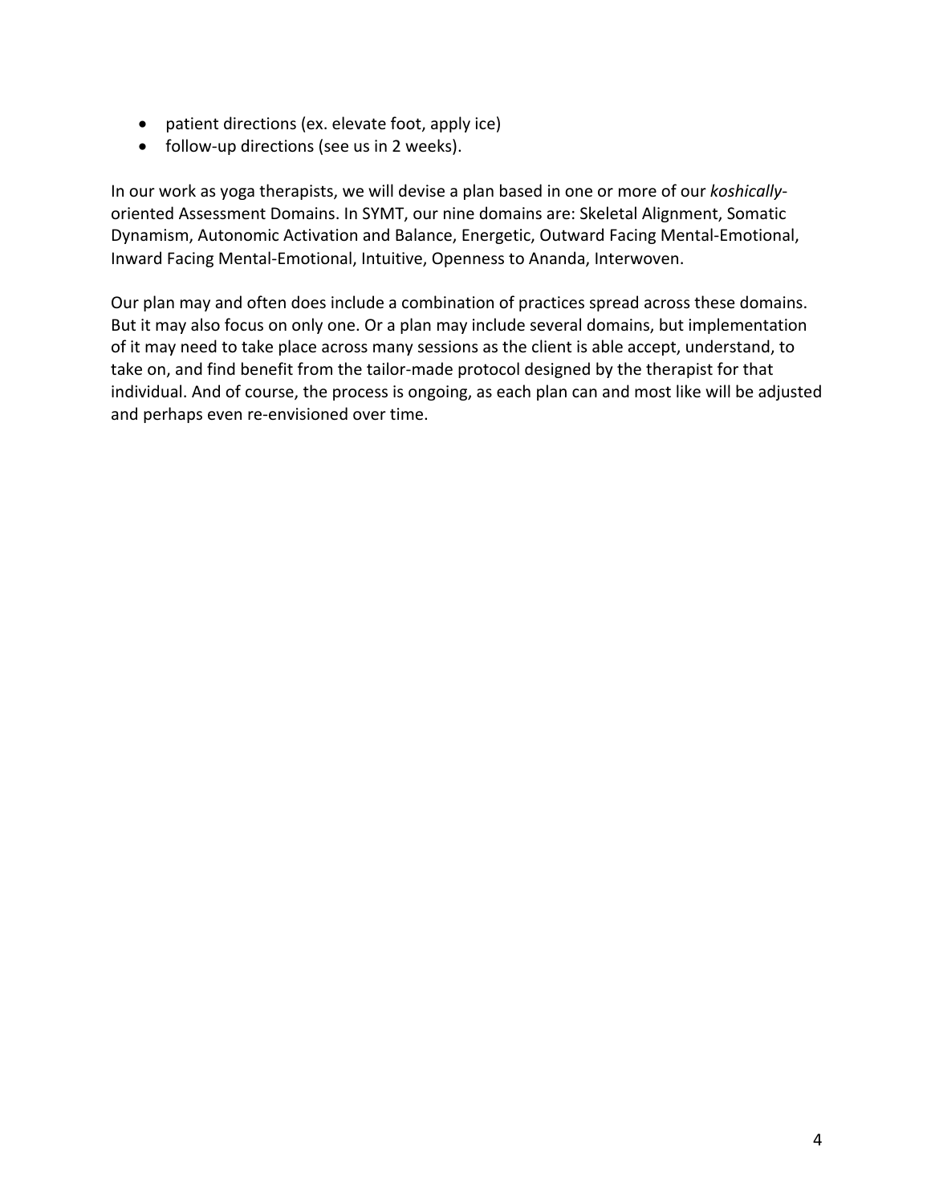- patient directions (ex. elevate foot, apply ice)
- follow-up directions (see us in 2 weeks).

In our work as yoga therapists, we will devise a plan based in one or more of our *koshically*-oriented Assessment Domains. In SYMT, our nine domains are: Skeletal Alignment, Somatic Dynamism, Autonomic Activation and Balance, Energetic, Outward Facing Mental-Emotional, Inward Facing Mental-Emotional, Intuitive, Openness to Ananda, Interwoven.

Our plan may and often does include a combination of practices spread across these domains. But it may also focus on only one. Or a plan may include several domains, but implementation of it may need to take place across many sessions as the client is able accept, understand, to take on, and find benefit from the tailor-made protocol designed by the therapist for that individual. And of course, the process is ongoing, as each plan can and most like will be adjusted and perhaps even re-envisioned over time.